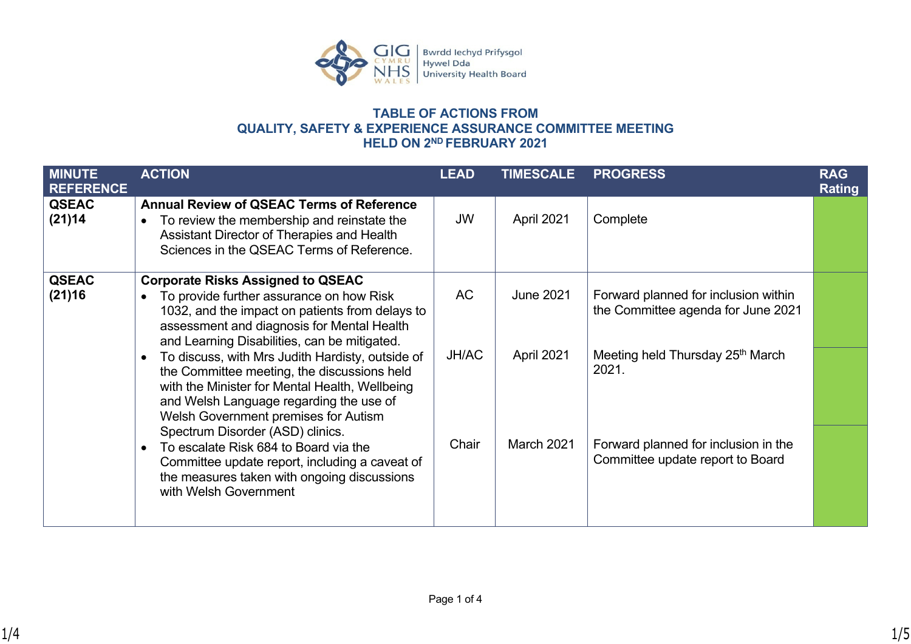# TABLE OF ACTIONS FROM QUALITY, SAFETY & EXPERIENCE ASSURANCE COMMITTEE MEETING HELD ON 2ND FEBRUARY 2021

| MINUTE REFERENCE | ACTION | LEAD | TIMESCALE | PROGRESS | RAG Rating |
|---|---|---|---|---|---|
| **QSEAC (21)14** | **Annual Review of QSEAC Terms of Reference**<br>• To review the membership and reinstate the Assistant Director of Therapies and Health Sciences in the QSEAC Terms of Reference. | JW | April 2021 | Complete | |
| **QSEAC (21)16** | **Corporate Risks Assigned to QSEAC**<br>• To provide further assurance on how Risk 1032, and the impact on patients from delays to assessment and diagnosis for Mental Health and Learning Disabilities, can be mitigated. | AC | June 2021 | Forward planned for inclusion within the Committee agenda for June 2021 | |
| | • To discuss, with Mrs Judith Hardisty, outside of the Committee meeting, the discussions held with the Minister for Mental Health, Wellbeing and Welsh Language regarding the use of Welsh Government premises for Autism Spectrum Disorder (ASD) clinics. | JH/AC | April 2021 | Meeting held Thursday 25th March 2021. | |
| | • To escalate Risk 684 to Board via the Committee update report, including a caveat of the measures taken with ongoing discussions with Welsh Government | Chair | March 2021 | Forward planned for inclusion in the Committee update report to Board | |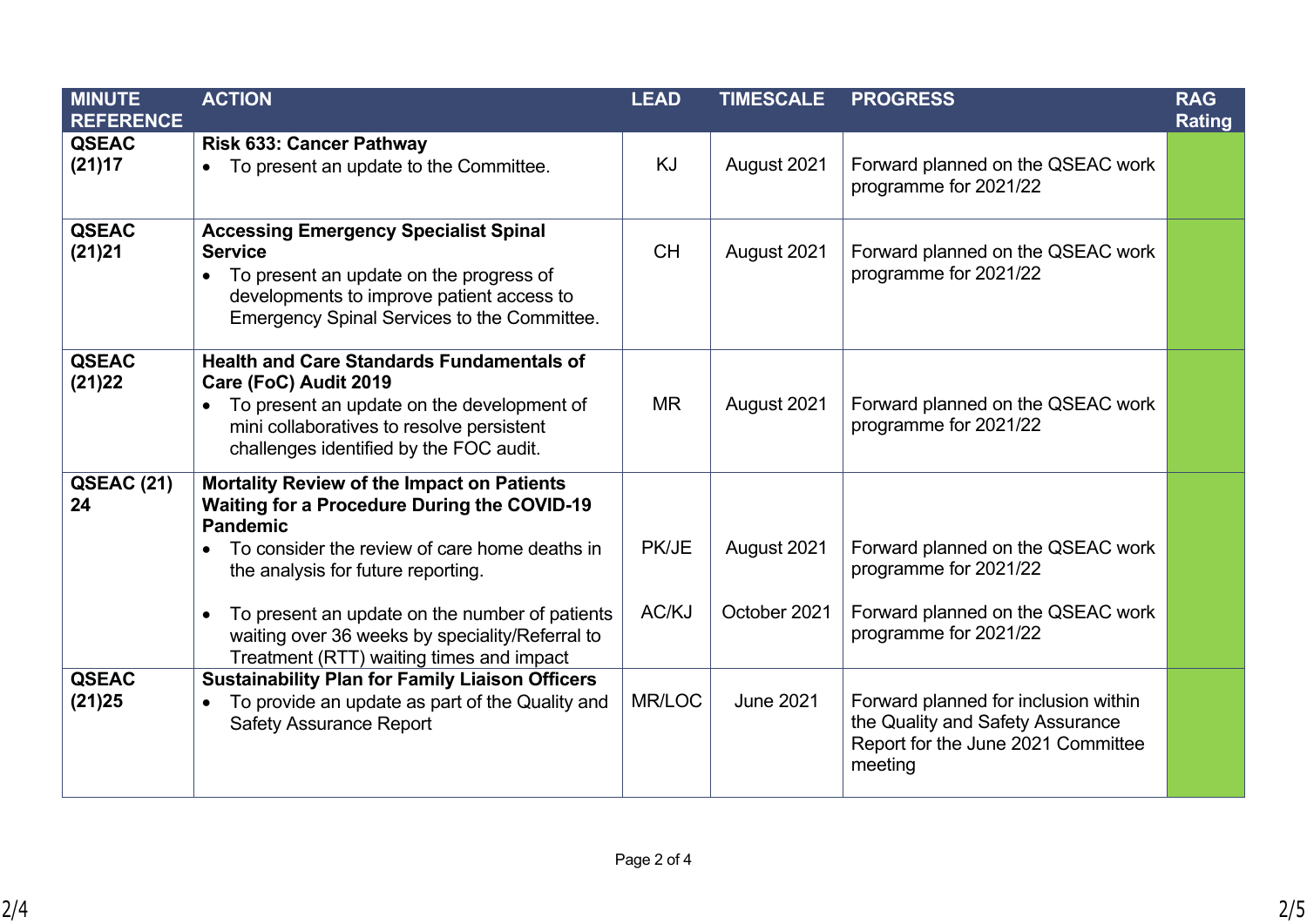| MINUTE REFERENCE | ACTION | LEAD | TIMESCALE | PROGRESS | RAG Rating |
|---|---|---|---|---|---|
| QSEAC (21)17 | **Risk 633: Cancer Pathway**<br>• To present an update to the Committee. | KJ | August 2021 | Forward planned on the QSEAC work programme for 2021/22 | |
| QSEAC (21)21 | **Accessing Emergency Specialist Spinal Service**<br>• To present an update on the progress of developments to improve patient access to Emergency Spinal Services to the Committee. | CH | August 2021 | Forward planned on the QSEAC work programme for 2021/22 | |
| QSEAC (21)22 | **Health and Care Standards Fundamentals of Care (FoC) Audit 2019**<br>• To present an update on the development of mini collaboratives to resolve persistent challenges identified by the FOC audit. | MR | August 2021 | Forward planned on the QSEAC work programme for 2021/22 | |
| QSEAC (21) 24 | **Mortality Review of the Impact on Patients Waiting for a Procedure During the COVID-19 Pandemic**<br>• To consider the review of care home deaths in the analysis for future reporting.<br>• To present an update on the number of patients waiting over 36 weeks by speciality/Referral to Treatment (RTT) waiting times and impact | PK/JE<br><br>AC/KJ | August 2021<br><br>October 2021 | Forward planned on the QSEAC work programme for 2021/22<br><br>Forward planned on the QSEAC work programme for 2021/22 | |
| QSEAC (21)25 | **Sustainability Plan for Family Liaison Officers**<br>• To provide an update as part of the Quality and Safety Assurance Report | MR/LOC | June 2021 | Forward planned for inclusion within the Quality and Safety Assurance Report for the June 2021 Committee meeting | |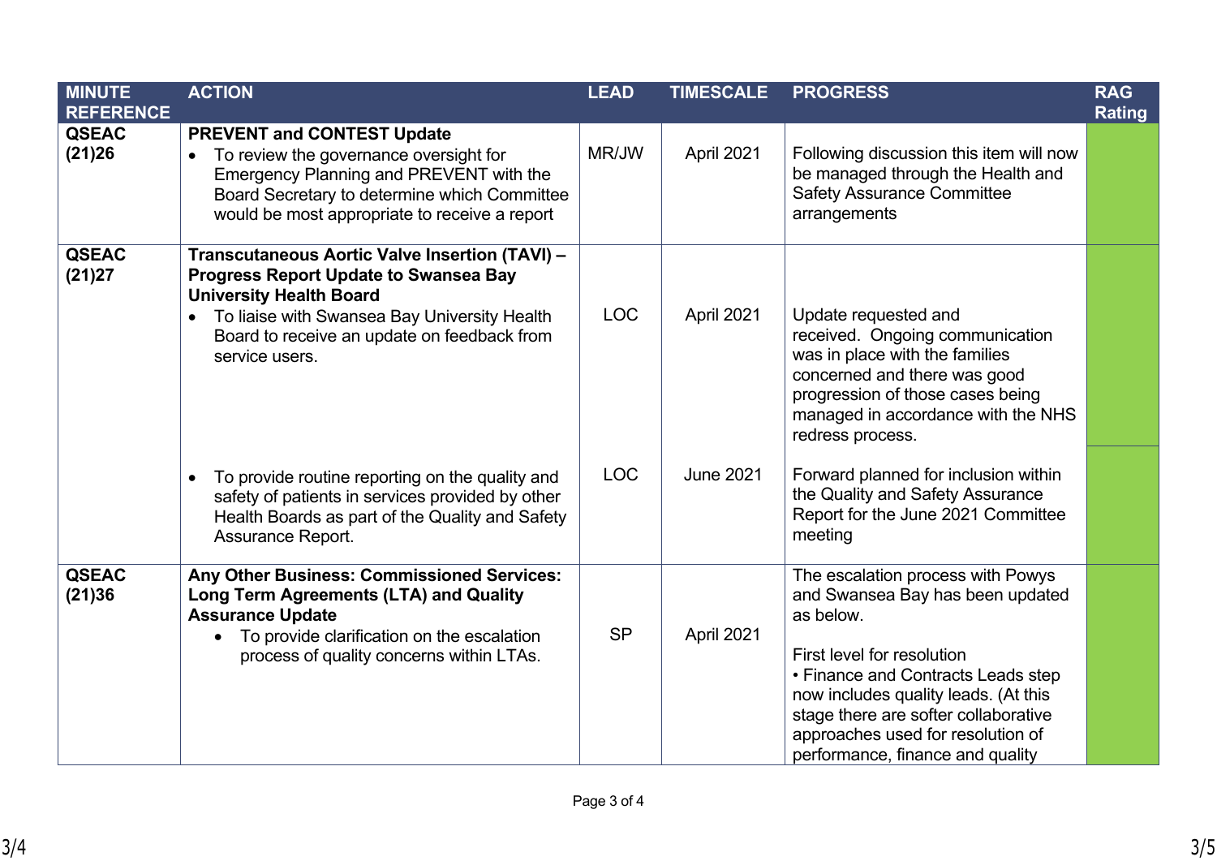| MINUTE REFERENCE | ACTION | LEAD | TIMESCALE | PROGRESS | RAG Rating |
|---|---|---|---|---|---|
| QSEAC (21)26 | **PREVENT and CONTEST Update**<br>• To review the governance oversight for Emergency Planning and PREVENT with the Board Secretary to determine which Committee would be most appropriate to receive a report | MR/JW | April 2021 | Following discussion this item will now be managed through the Health and Safety Assurance Committee arrangements | |
| QSEAC (21)27 | **Transcutaneous Aortic Valve Insertion (TAVI) – Progress Report Update to Swansea Bay University Health Board**<br>• To liaise with Swansea Bay University Health Board to receive an update on feedback from service users. | LOC | April 2021 | Update requested and received. Ongoing communication was in place with the families concerned and there was good progression of those cases being managed in accordance with the NHS redress process. | |
| | • To provide routine reporting on the quality and safety of patients in services provided by other Health Boards as part of the Quality and Safety Assurance Report. | LOC | June 2021 | Forward planned for inclusion within the Quality and Safety Assurance Report for the June 2021 Committee meeting | |
| QSEAC (21)36 | **Any Other Business: Commissioned Services: Long Term Agreements (LTA) and Quality Assurance Update**<br>• To provide clarification on the escalation process of quality concerns within LTAs. | SP | April 2021 | The escalation process with Powys and Swansea Bay has been updated as below.<br><br>First level for resolution<br>• Finance and Contracts Leads step now includes quality leads. (At this stage there are softer collaborative approaches used for resolution of performance, finance and quality | |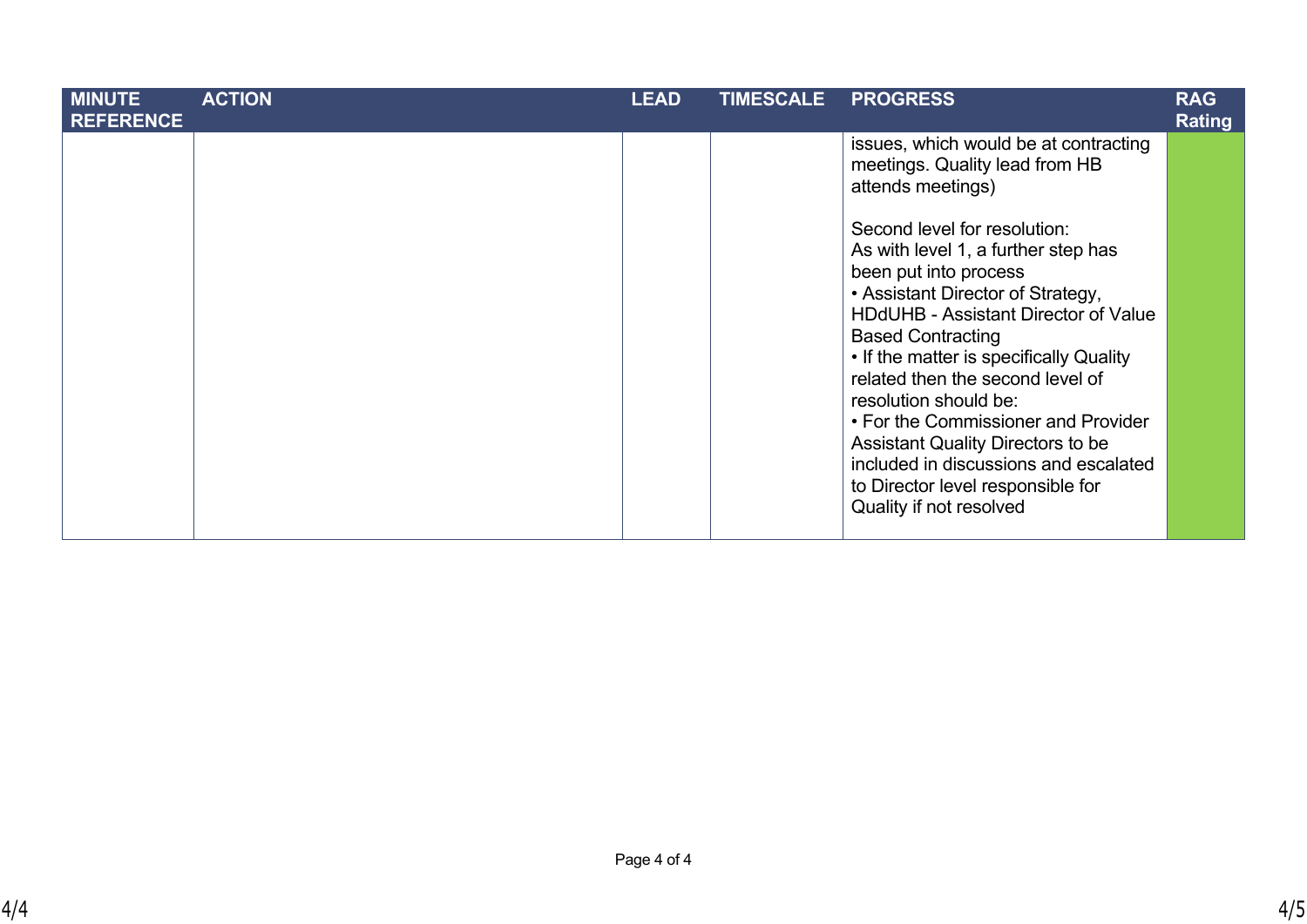| MINUTE REFERENCE | ACTION | LEAD | TIMESCALE | PROGRESS | RAG Rating |
|---|---|---|---|---|---|
| | | | | issues, which would be at contracting meetings. Quality lead from HB attends meetings)<br><br>Second level for resolution:<br>As with level 1, a further step has been put into process<br>• Assistant Director of Strategy, HDdUHB - Assistant Director of Value Based Contracting<br>• If the matter is specifically Quality related then the second level of resolution should be:<br>• For the Commissioner and Provider Assistant Quality Directors to be included in discussions and escalated to Director level responsible for Quality if not resolved | |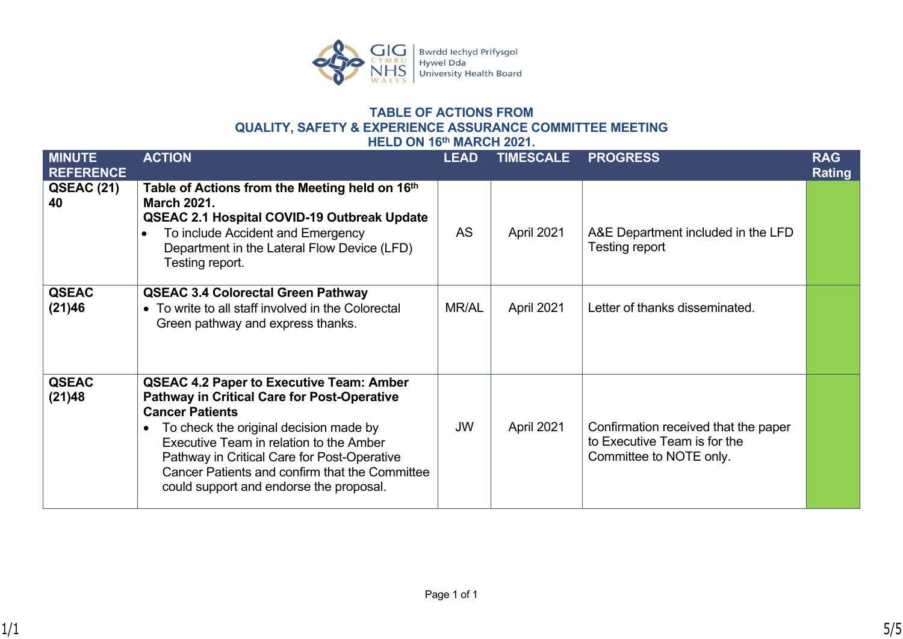# TABLE OF ACTIONS FROM QUALITY, SAFETY & EXPERIENCE ASSURANCE COMMITTEE MEETING HELD ON 16th MARCH 2021.

| MINUTE REFERENCE | ACTION | LEAD | TIMESCALE | PROGRESS | RAG Rating |
|---|---|---|---|---|---|
| QSEAC (21) 40 | **Table of Actions from the Meeting held on 16th March 2021.** **QSEAC 2.1 Hospital COVID-19 Outbreak Update** • To include Accident and Emergency Department in the Lateral Flow Device (LFD) Testing report. | AS | April 2021 | A&E Department included in the LFD Testing report | |
| QSEAC (21)46 | **QSEAC 3.4 Colorectal Green Pathway** • To write to all staff involved in the Colorectal Green pathway and express thanks. | MR/AL | April 2021 | Letter of thanks disseminated. | |
| QSEAC (21)48 | **QSEAC 4.2 Paper to Executive Team: Amber Pathway in Critical Care for Post-Operative Cancer Patients** • To check the original decision made by Executive Team in relation to the Amber Pathway in Critical Care for Post-Operative Cancer Patients and confirm that the Committee could support and endorse the proposal. | JW | April 2021 | Confirmation received that the paper to Executive Team is for the Committee to NOTE only. | |